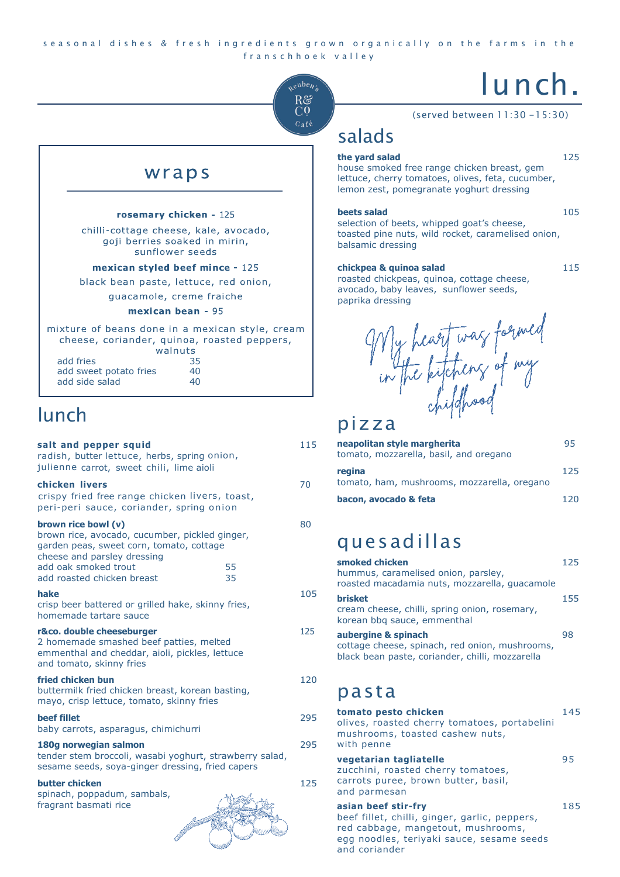seasonal dishes & fresh ingredients grown organically on the farms in the franschhoek valley

Reuben's R& Co Café

# lunch.

(served between 11:30 -15:30)

## wraps

**rosemary chicken** - 125

chilli-cottage cheese, kale, avocado, goji berries soaked in mirin, sunflower seeds

**mexican styled beef mince** - 125

black bean paste, lettuce, red onion, guacamole, creme fraiche

**mexican bean** - 95

mixture of beans done in a mexican style, cream cheese, coriander, quinoa, roasted peppers, walnuts

| | |
|---|---|
| add fries | 35 |
| add sweet potato fries | 40 |
| add side salad | 40 |

## lunch

**salt and pepper squid** 115
radish, butter lettuce, herbs, spring onion, julienne carrot, sweet chili, lime aioli

**chicken livers** 70
crispy fried free range chicken livers, toast, peri-peri sauce, coriander, spring onion

**brown rice bowl (v)** 80
brown rice, avocado, cucumber, pickled ginger, garden peas, sweet corn, tomato, cottage cheese and parsley dressing

| | |
|---|---|
| add oak smoked trout | 55 |
| add roasted chicken breast | 35 |

**hake** 105
crisp beer battered or grilled hake, skinny fries, homemade tartare sauce

**r&co. double cheeseburger** 125
2 homemade smashed beef patties, melted emmenthal and cheddar, aioli, pickles, lettuce and tomato, skinny fries

**fried chicken bun** 120
buttermilk fried chicken breast, korean basting, mayo, crisp lettuce, tomato, skinny fries

**beef fillet** 295
baby carrots, asparagus, chimichurri

**180g norwegian salmon** 295
tender stem broccoli, wasabi yoghurt, strawberry salad, sesame seeds, soya-ginger dressing, fried capers

**butter chicken** 125
spinach, poppadum, sambals, fragrant basmati rice

## salads

**the yard salad** 125
house smoked free range chicken breast, gem lettuce, cherry tomatoes, olives, feta, cucumber, lemon zest, pomegranate yoghurt dressing

**beets salad** 105
selection of beets, whipped goat's cheese, toasted pine nuts, wild rocket, caramelised onion, balsamic dressing

**chickpea & quinoa salad** 115
roasted chickpeas, quinoa, cottage cheese, avocado, baby leaves, sunflower seeds, paprika dressing

*My heart was formed in the kitchens of my childhood*

## pizza

**neapolitan style margherita** 95
tomato, mozzarella, basil, and oregano

**regina** 125
tomato, ham, mushrooms, mozzarella, oregano

**bacon, avocado & feta** 120

## quesadillas

**smoked chicken** 125
hummus, caramelised onion, parsley, roasted macadamia nuts, mozzarella, guacamole

**brisket** 155
cream cheese, chilli, spring onion, rosemary, korean bbq sauce, emmenthal

**aubergine & spinach** 98
cottage cheese, spinach, red onion, mushrooms, black bean paste, coriander, chilli, mozzarella

## pasta

**tomato pesto chicken** 145
olives, roasted cherry tomatoes, portabelini mushrooms, toasted cashew nuts, with penne

**vegetarian tagliatelle** 95
zucchini, roasted cherry tomatoes, carrots puree, brown butter, basil, and parmesan

**asian beef stir-fry** 185
beef fillet, chilli, ginger, garlic, peppers, red cabbage, mangetout, mushrooms, egg noodles, teriyaki sauce, sesame seeds and coriander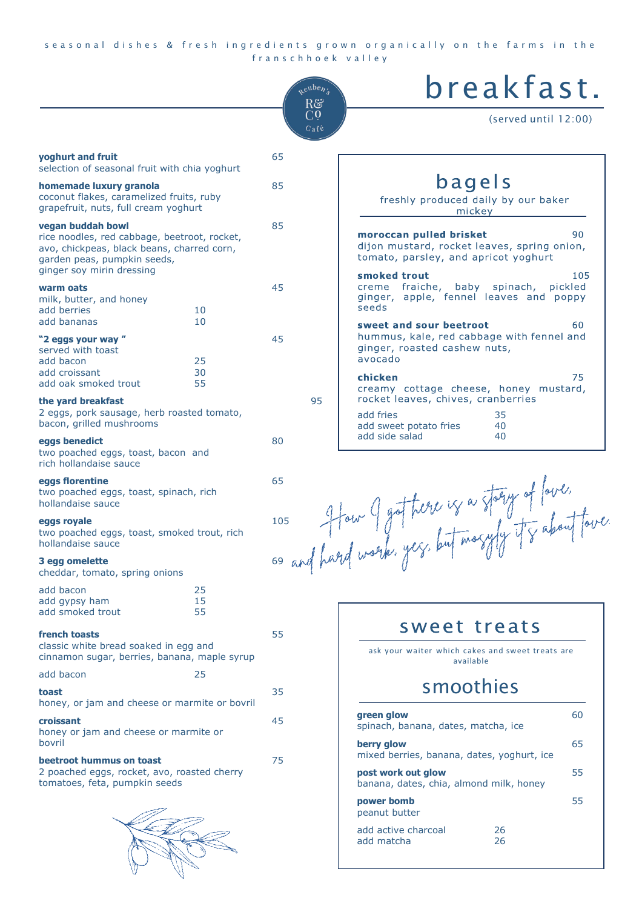seasonal dishes & fresh ingredients grown organically on the farms in the franschhoek valley

Reuben's R& Co Café

# breakfast.

(served until 12:00)

**yoghurt and fruit** 65
selection of seasonal fruit with chia yoghurt

**homemade luxury granola** 85
coconut flakes, caramelized fruits, ruby grapefruit, nuts, full cream yoghurt

**vegan buddah bowl** 85
rice noodles, red cabbage, beetroot, rocket, avo, chickpeas, black beans, charred corn, garden peas, pumpkin seeds, ginger soy mirin dressing

**warm oats** 45
milk, butter, and honey
add berries 10
add bananas 10

**"2 eggs your way"** 45
served with toast
add bacon 25
add croissant 30
add oak smoked trout 55

**the yard breakfast** 95
2 eggs, pork sausage, herb roasted tomato, bacon, grilled mushrooms

**eggs benedict** 80
two poached eggs, toast, bacon and rich hollandaise sauce

**eggs florentine** 65
two poached eggs, toast, spinach, rich hollandaise sauce

**eggs royale** 105
two poached eggs, toast, smoked trout, rich hollandaise sauce

**3 egg omelette** 69
cheddar, tomato, spring onions

add bacon 25
add gypsy ham 15
add smoked trout 55

**french toasts** 55
classic white bread soaked in egg and cinnamon sugar, berries, banana, maple syrup

add bacon 25

**toast** 35
honey, or jam and cheese or marmite or bovril

**croissant** 45
honey or jam and cheese or marmite or bovril

**beetroot hummus on toast** 75
2 poached eggs, rocket, avo, roasted cherry tomatoes, feta, pumpkin seeds

## bagels

freshly produced daily by our baker mickey

**moroccan pulled brisket** 90
dijon mustard, rocket leaves, spring onion, tomato, parsley, and apricot yoghurt

**smoked trout** 105
creme fraiche, baby spinach, pickled ginger, apple, fennel leaves and poppy seeds

**sweet and sour beetroot** 60
hummus, kale, red cabbage with fennel and ginger, roasted cashew nuts, avocado

**chicken** 75
creamy cottage cheese, honey mustard, rocket leaves, chives, cranberries

add fries 35
add sweet potato fries 40
add side salad 40

*How I got here is a story of love, and hard work, yes, but mostly it's about love.*

## sweet treats

ask your waiter which cakes and sweet treats are available

## smoothies

**green glow** 60
spinach, banana, dates, matcha, ice

**berry glow** 65
mixed berries, banana, dates, yoghurt, ice

**post work out glow** 55
banana, dates, chia, almond milk, honey

**power bomb** 55
peanut butter

add active charcoal 26
add matcha 26